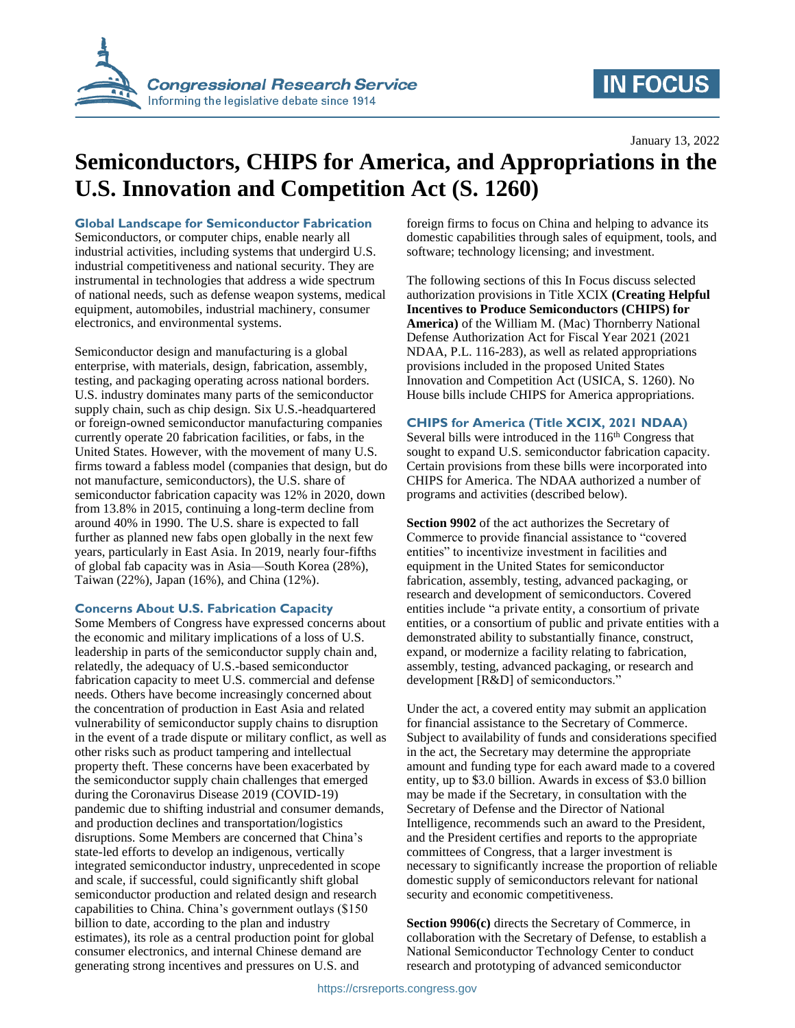January 13, 2022

# Semiconductors, CHIPS for America, and Appropriations in the U.S. Innovation and Competition Act (S. 1260)

## Global Landscape for Semiconductor Fabrication

Semiconductors, or computer chips, enable nearly all industrial activities, including systems that undergird U.S. industrial competitiveness and national security. They are instrumental in technologies that address a wide spectrum of national needs, such as defense weapon systems, medical equipment, automobiles, industrial machinery, consumer electronics, and environmental systems.

Semiconductor design and manufacturing is a global enterprise, with materials, design, fabrication, assembly, testing, and packaging operating across national borders. U.S. industry dominates many parts of the semiconductor supply chain, such as chip design. Six U.S.-headquartered or foreign-owned semiconductor manufacturing companies currently operate 20 fabrication facilities, or fabs, in the United States. However, with the movement of many U.S. firms toward a fabless model (companies that design, but do not manufacture, semiconductors), the U.S. share of semiconductor fabrication capacity was 12% in 2020, down from 13.8% in 2015, continuing a long-term decline from around 40% in 1990. The U.S. share is expected to fall further as planned new fabs open globally in the next few years, particularly in East Asia. In 2019, nearly four-fifths of global fab capacity was in Asia—South Korea (28%), Taiwan (22%), Japan (16%), and China (12%).

## Concerns About U.S. Fabrication Capacity

Some Members of Congress have expressed concerns about the economic and military implications of a loss of U.S. leadership in parts of the semiconductor supply chain and, relatedly, the adequacy of U.S.-based semiconductor fabrication capacity to meet U.S. commercial and defense needs. Others have become increasingly concerned about the concentration of production in East Asia and related vulnerability of semiconductor supply chains to disruption in the event of a trade dispute or military conflict, as well as other risks such as product tampering and intellectual property theft. These concerns have been exacerbated by the semiconductor supply chain challenges that emerged during the Coronavirus Disease 2019 (COVID-19) pandemic due to shifting industrial and consumer demands, and production declines and transportation/logistics disruptions. Some Members are concerned that China's state-led efforts to develop an indigenous, vertically integrated semiconductor industry, unprecedented in scope and scale, if successful, could significantly shift global semiconductor production and related design and research capabilities to China. China's government outlays ($150 billion to date, according to the plan and industry estimates), its role as a central production point for global consumer electronics, and internal Chinese demand are generating strong incentives and pressures on U.S. and foreign firms to focus on China and helping to advance its domestic capabilities through sales of equipment, tools, and software; technology licensing; and investment.

The following sections of this In Focus discuss selected authorization provisions in Title XCIX **(Creating Helpful Incentives to Produce Semiconductors (CHIPS) for America)** of the William M. (Mac) Thornberry National Defense Authorization Act for Fiscal Year 2021 (2021 NDAA, P.L. 116-283), as well as related appropriations provisions included in the proposed United States Innovation and Competition Act (USICA, S. 1260). No House bills include CHIPS for America appropriations.

## CHIPS for America (Title XCIX, 2021 NDAA)

Several bills were introduced in the 116th Congress that sought to expand U.S. semiconductor fabrication capacity. Certain provisions from these bills were incorporated into CHIPS for America. The NDAA authorized a number of programs and activities (described below).

**Section 9902** of the act authorizes the Secretary of Commerce to provide financial assistance to "covered entities" to incentivize investment in facilities and equipment in the United States for semiconductor fabrication, assembly, testing, advanced packaging, or research and development of semiconductors. Covered entities include "a private entity, a consortium of private entities, or a consortium of public and private entities with a demonstrated ability to substantially finance, construct, expand, or modernize a facility relating to fabrication, assembly, testing, advanced packaging, or research and development [R&D] of semiconductors."

Under the act, a covered entity may submit an application for financial assistance to the Secretary of Commerce. Subject to availability of funds and considerations specified in the act, the Secretary may determine the appropriate amount and funding type for each award made to a covered entity, up to $3.0 billion. Awards in excess of $3.0 billion may be made if the Secretary, in consultation with the Secretary of Defense and the Director of National Intelligence, recommends such an award to the President, and the President certifies and reports to the appropriate committees of Congress, that a larger investment is necessary to significantly increase the proportion of reliable domestic supply of semiconductors relevant for national security and economic competitiveness.

**Section 9906(c)** directs the Secretary of Commerce, in collaboration with the Secretary of Defense, to establish a National Semiconductor Technology Center to conduct research and prototyping of advanced semiconductor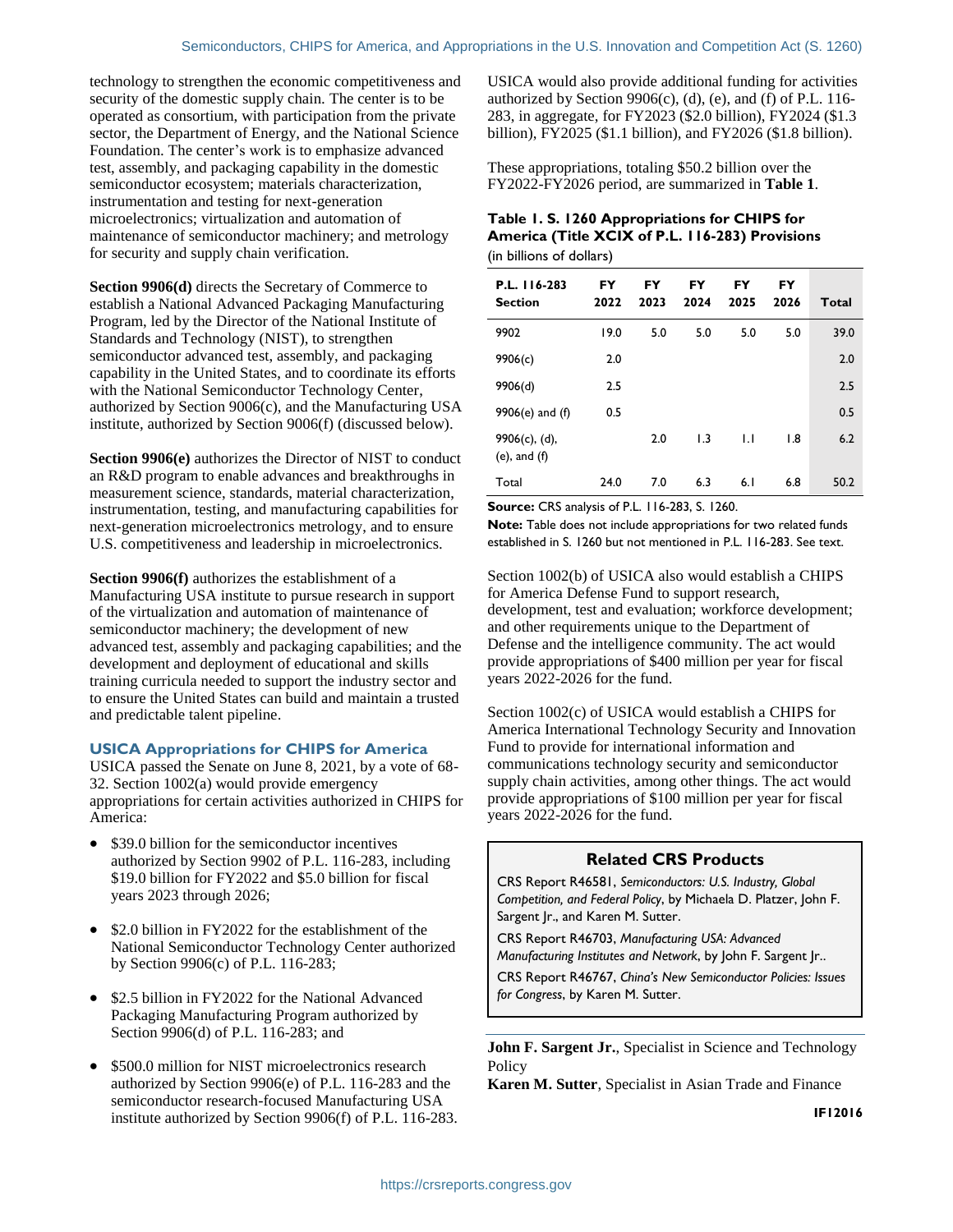technology to strengthen the economic competitiveness and security of the domestic supply chain. The center is to be operated as consortium, with participation from the private sector, the Department of Energy, and the National Science Foundation. The center's work is to emphasize advanced test, assembly, and packaging capability in the domestic semiconductor ecosystem; materials characterization, instrumentation and testing for next-generation microelectronics; virtualization and automation of maintenance of semiconductor machinery; and metrology for security and supply chain verification.

**Section 9906(d)** directs the Secretary of Commerce to establish a National Advanced Packaging Manufacturing Program, led by the Director of the National Institute of Standards and Technology (NIST), to strengthen semiconductor advanced test, assembly, and packaging capability in the United States, and to coordinate its efforts with the National Semiconductor Technology Center, authorized by Section 9006(c), and the Manufacturing USA institute, authorized by Section 9006(f) (discussed below).

**Section 9906(e)** authorizes the Director of NIST to conduct an R&D program to enable advances and breakthroughs in measurement science, standards, material characterization, instrumentation, testing, and manufacturing capabilities for next-generation microelectronics metrology, and to ensure U.S. competitiveness and leadership in microelectronics.

**Section 9906(f)** authorizes the establishment of a Manufacturing USA institute to pursue research in support of the virtualization and automation of maintenance of semiconductor machinery; the development of new advanced test, assembly and packaging capabilities; and the development and deployment of educational and skills training curricula needed to support the industry sector and to ensure the United States can build and maintain a trusted and predictable talent pipeline.

## USICA Appropriations for CHIPS for America

USICA passed the Senate on June 8, 2021, by a vote of 68-32. Section 1002(a) would provide emergency appropriations for certain activities authorized in CHIPS for America:

- $39.0 billion for the semiconductor incentives authorized by Section 9902 of P.L. 116-283, including $19.0 billion for FY2022 and $5.0 billion for fiscal years 2023 through 2026;
- $2.0 billion in FY2022 for the establishment of the National Semiconductor Technology Center authorized by Section 9906(c) of P.L. 116-283;
- $2.5 billion in FY2022 for the National Advanced Packaging Manufacturing Program authorized by Section 9906(d) of P.L. 116-283; and
- $500.0 million for NIST microelectronics research authorized by Section 9906(e) of P.L. 116-283 and the semiconductor research-focused Manufacturing USA institute authorized by Section 9906(f) of P.L. 116-283.

USICA would also provide additional funding for activities authorized by Section 9906(c), (d), (e), and (f) of P.L. 116-283, in aggregate, for FY2023 ($2.0 billion), FY2024 ($1.3 billion), FY2025 ($1.1 billion), and FY2026 ($1.8 billion).

These appropriations, totaling $50.2 billion over the FY2022-FY2026 period, are summarized in **Table 1**.

**Table 1. S. 1260 Appropriations for CHIPS for America (Title XCIX of P.L. 116-283) Provisions**
(in billions of dollars)

| P.L. 116-283 Section | FY 2022 | FY 2023 | FY 2024 | FY 2025 | FY 2026 | Total |
|---|---|---|---|---|---|---|
| 9902 | 19.0 | 5.0 | 5.0 | 5.0 | 5.0 | 39.0 |
| 9906(c) | 2.0 | | | | | 2.0 |
| 9906(d) | 2.5 | | | | | 2.5 |
| 9906(e) and (f) | 0.5 | | | | | 0.5 |
| 9906(c), (d), (e), and (f) | | 2.0 | 1.3 | 1.1 | 1.8 | 6.2 |
| Total | 24.0 | 7.0 | 6.3 | 6.1 | 6.8 | 50.2 |

**Source:** CRS analysis of P.L. 116-283, S. 1260.

**Note:** Table does not include appropriations for two related funds established in S. 1260 but not mentioned in P.L. 116-283. See text.

Section 1002(b) of USICA also would establish a CHIPS for America Defense Fund to support research, development, test and evaluation; workforce development; and other requirements unique to the Department of Defense and the intelligence community. The act would provide appropriations of $400 million per year for fiscal years 2022-2026 for the fund.

Section 1002(c) of USICA would establish a CHIPS for America International Technology Security and Innovation Fund to provide for international information and communications technology security and semiconductor supply chain activities, among other things. The act would provide appropriations of $100 million per year for fiscal years 2022-2026 for the fund.

### Related CRS Products

CRS Report R46581, *Semiconductors: U.S. Industry, Global Competition, and Federal Policy*, by Michaela D. Platzer, John F. Sargent Jr., and Karen M. Sutter.

CRS Report R46703, *Manufacturing USA: Advanced Manufacturing Institutes and Network*, by John F. Sargent Jr..

CRS Report R46767, *China's New Semiconductor Policies: Issues for Congress*, by Karen M. Sutter.

**John F. Sargent Jr.**, Specialist in Science and Technology Policy

**Karen M. Sutter**, Specialist in Asian Trade and Finance

**IF12016**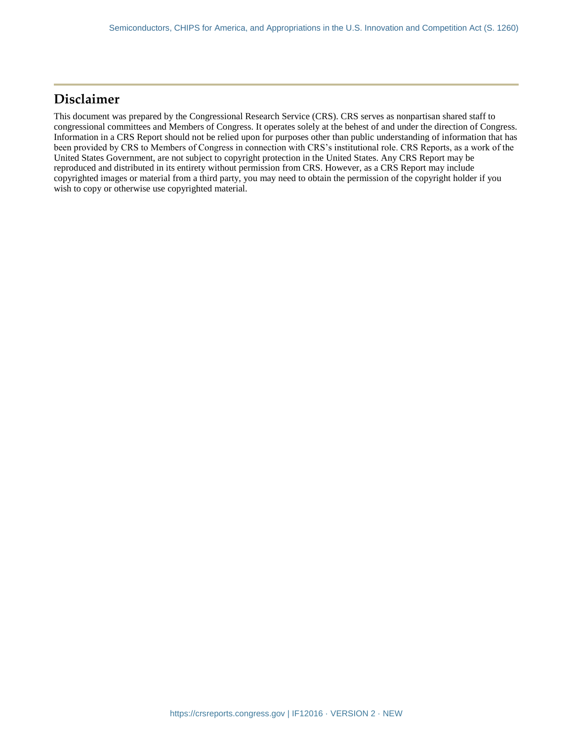## Disclaimer

This document was prepared by the Congressional Research Service (CRS). CRS serves as nonpartisan shared staff to congressional committees and Members of Congress. It operates solely at the behest of and under the direction of Congress. Information in a CRS Report should not be relied upon for purposes other than public understanding of information that has been provided by CRS to Members of Congress in connection with CRS's institutional role. CRS Reports, as a work of the United States Government, are not subject to copyright protection in the United States. Any CRS Report may be reproduced and distributed in its entirety without permission from CRS. However, as a CRS Report may include copyrighted images or material from a third party, you may need to obtain the permission of the copyright holder if you wish to copy or otherwise use copyrighted material.